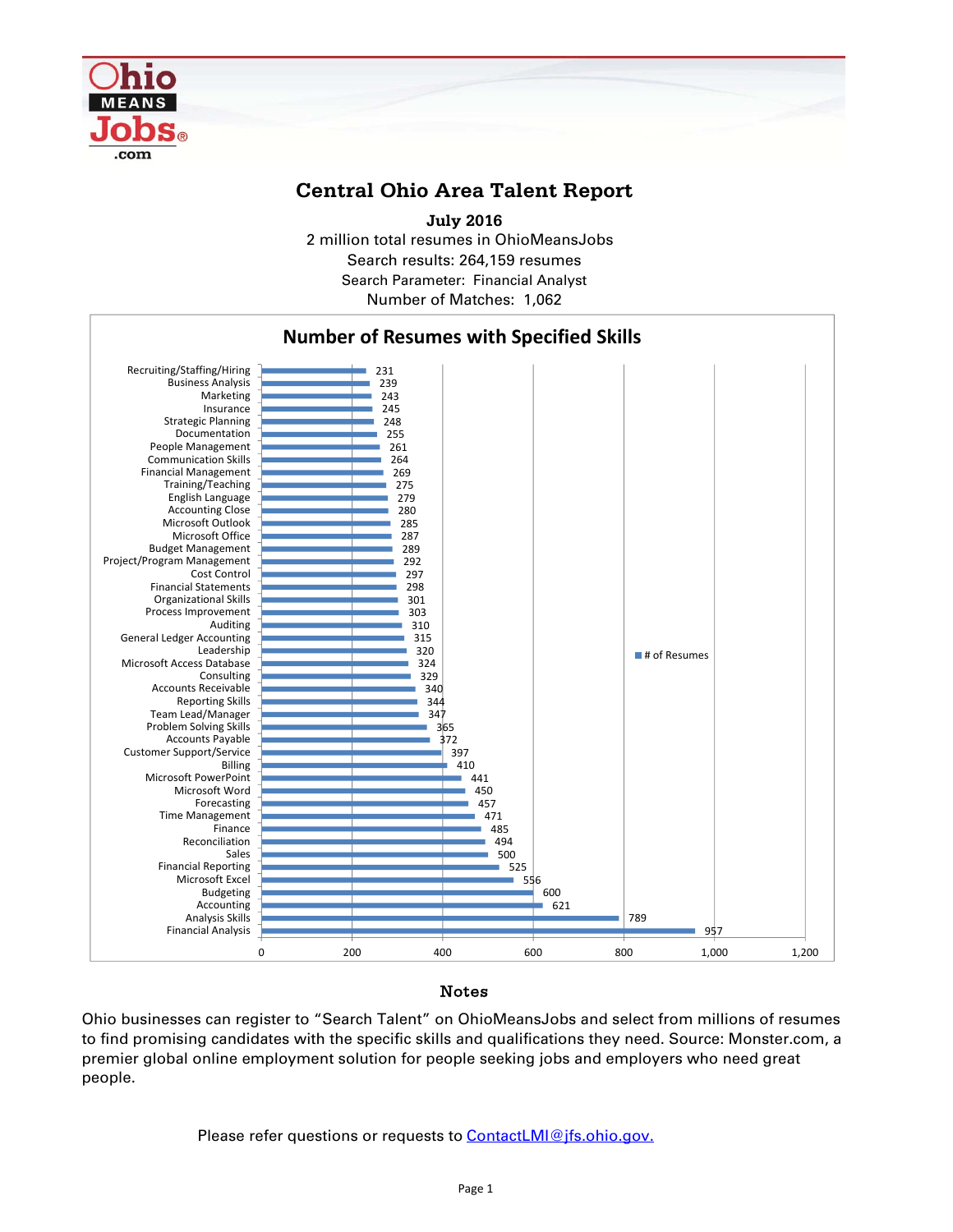# Central Ohio Area Talent Report

**July 2016**

2 million total resumes in OhioMeansJobs

Search results: 264,159 resumes

Search Parameter: Financial Analyst

Number of Matches: 1,062

## Number of Resumes with Specified Skills

| Skill | # of Resumes |
|---|---|
| Recruiting/Staffing/Hiring | 231 |
| Business Analysis | 239 |
| Marketing | 243 |
| Insurance | 245 |
| Strategic Planning | 248 |
| Documentation | 255 |
| People Management | 261 |
| Communication Skills | 264 |
| Financial Management | 269 |
| Training/Teaching | 275 |
| English Language | 279 |
| Accounting Close | 280 |
| Microsoft Outlook | 285 |
| Microsoft Office | 287 |
| Budget Management | 289 |
| Project/Program Management | 292 |
| Cost Control | 297 |
| Financial Statements | 298 |
| Organizational Skills | 301 |
| Process Improvement | 303 |
| Auditing | 310 |
| General Ledger Accounting | 315 |
| Leadership | 320 |
| Microsoft Access Database | 324 |
| Consulting | 329 |
| Accounts Receivable | 340 |
| Reporting Skills | 344 |
| Team Lead/Manager | 347 |
| Problem Solving Skills | 365 |
| Accounts Payable | 372 |
| Customer Support/Service | 397 |
| Billing | 410 |
| Microsoft PowerPoint | 441 |
| Microsoft Word | 450 |
| Forecasting | 457 |
| Time Management | 471 |
| Finance | 485 |
| Reconciliation | 494 |
| Sales | 500 |
| Financial Reporting | 525 |
| Microsoft Excel | 556 |
| Budgeting | 600 |
| Accounting | 621 |
| Analysis Skills | 789 |
| Financial Analysis | 957 |

## Notes

Ohio businesses can register to "Search Talent" on OhioMeansJobs and select from millions of resumes to find promising candidates with the specific skills and qualifications they need. Source: Monster.com, a premier global online employment solution for people seeking jobs and employers who need great people.

Please refer questions or requests to ContactLMI@jfs.ohio.gov.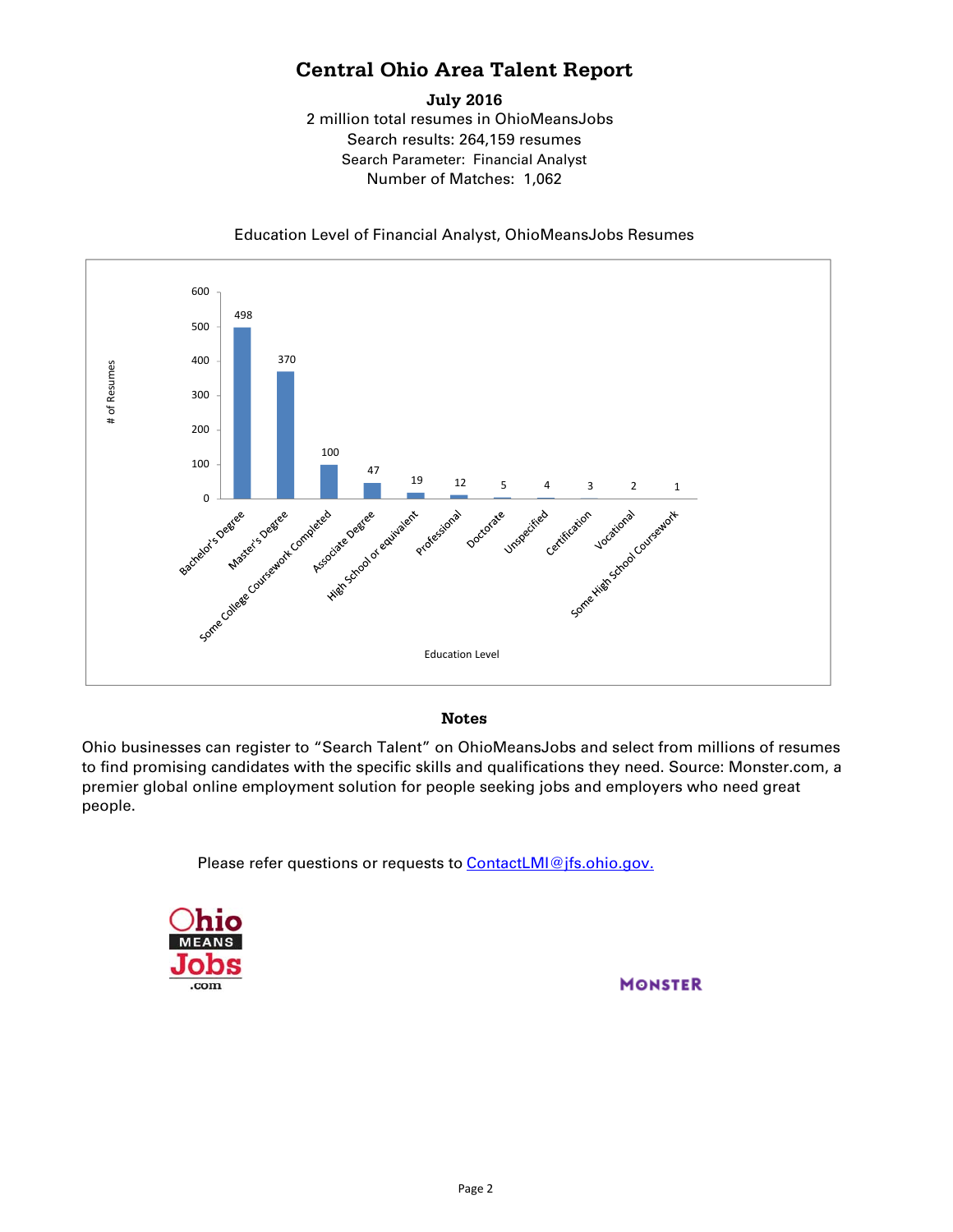# Central Ohio Area Talent Report

**July 2016**

2 million total resumes in OhioMeansJobs

Search results: 264,159 resumes

Search Parameter: Financial Analyst

Number of Matches: 1,062

Education Level of Financial Analyst, OhioMeansJobs Resumes

600
500
400
300
200
100
0

# of Resumes

498
370
100
47
19
12
5
4
3
2
1

Bachelor's Degree
Master's Degree
Some College Coursework Completed
Associate Degree
High School or equivalent
Professional
Doctorate
Unspecified
Certification
Vocational
Some High School Coursework

Education Level

**Notes**

Ohio businesses can register to "Search Talent" on OhioMeansJobs and select from millions of resumes to find promising candidates with the specific skills and qualifications they need. Source: Monster.com, a premier global online employment solution for people seeking jobs and employers who need great people.

Please refer questions or requests to ContactLMI@jfs.ohio.gov.

Ohio MEANS Jobs .com

MONSTER